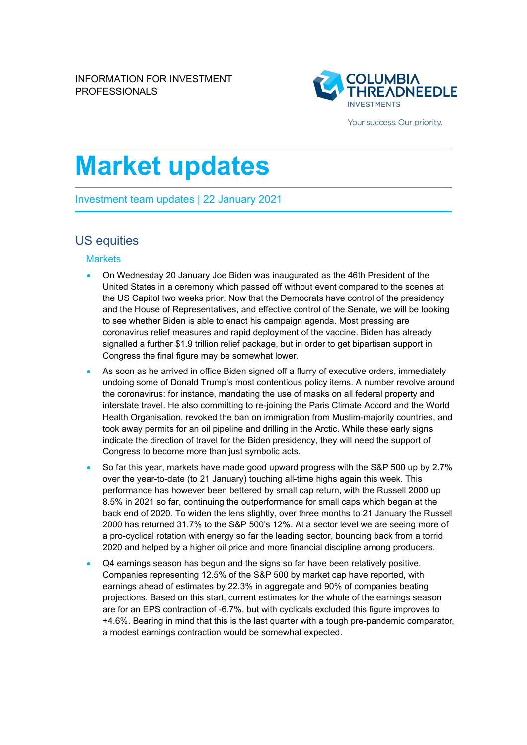INFORMATION FOR INVESTMENT PROFESSIONALS

COLUMBIA THREADNEEDLE INVESTMENTS

Your success. Our priority.

# Market updates

Investment team updates | 22 January 2021

## US equities

### Markets

- On Wednesday 20 January Joe Biden was inaugurated as the 46th President of the United States in a ceremony which passed off without event compared to the scenes at the US Capitol two weeks prior. Now that the Democrats have control of the presidency and the House of Representatives, and effective control of the Senate, we will be looking to see whether Biden is able to enact his campaign agenda. Most pressing are coronavirus relief measures and rapid deployment of the vaccine. Biden has already signalled a further $1.9 trillion relief package, but in order to get bipartisan support in Congress the final figure may be somewhat lower.
- As soon as he arrived in office Biden signed off a flurry of executive orders, immediately undoing some of Donald Trump's most contentious policy items. A number revolve around the coronavirus: for instance, mandating the use of masks on all federal property and interstate travel. He also committing to re-joining the Paris Climate Accord and the World Health Organisation, revoked the ban on immigration from Muslim-majority countries, and took away permits for an oil pipeline and drilling in the Arctic. While these early signs indicate the direction of travel for the Biden presidency, they will need the support of Congress to become more than just symbolic acts.
- So far this year, markets have made good upward progress with the S&P 500 up by 2.7% over the year-to-date (to 21 January) touching all-time highs again this week. This performance has however been bettered by small cap return, with the Russell 2000 up 8.5% in 2021 so far, continuing the outperformance for small caps which began at the back end of 2020. To widen the lens slightly, over three months to 21 January the Russell 2000 has returned 31.7% to the S&P 500's 12%. At a sector level we are seeing more of a pro-cyclical rotation with energy so far the leading sector, bouncing back from a torrid 2020 and helped by a higher oil price and more financial discipline among producers.
- Q4 earnings season has begun and the signs so far have been relatively positive. Companies representing 12.5% of the S&P 500 by market cap have reported, with earnings ahead of estimates by 22.3% in aggregate and 90% of companies beating projections. Based on this start, current estimates for the whole of the earnings season are for an EPS contraction of -6.7%, but with cyclicals excluded this figure improves to +4.6%. Bearing in mind that this is the last quarter with a tough pre-pandemic comparator, a modest earnings contraction would be somewhat expected.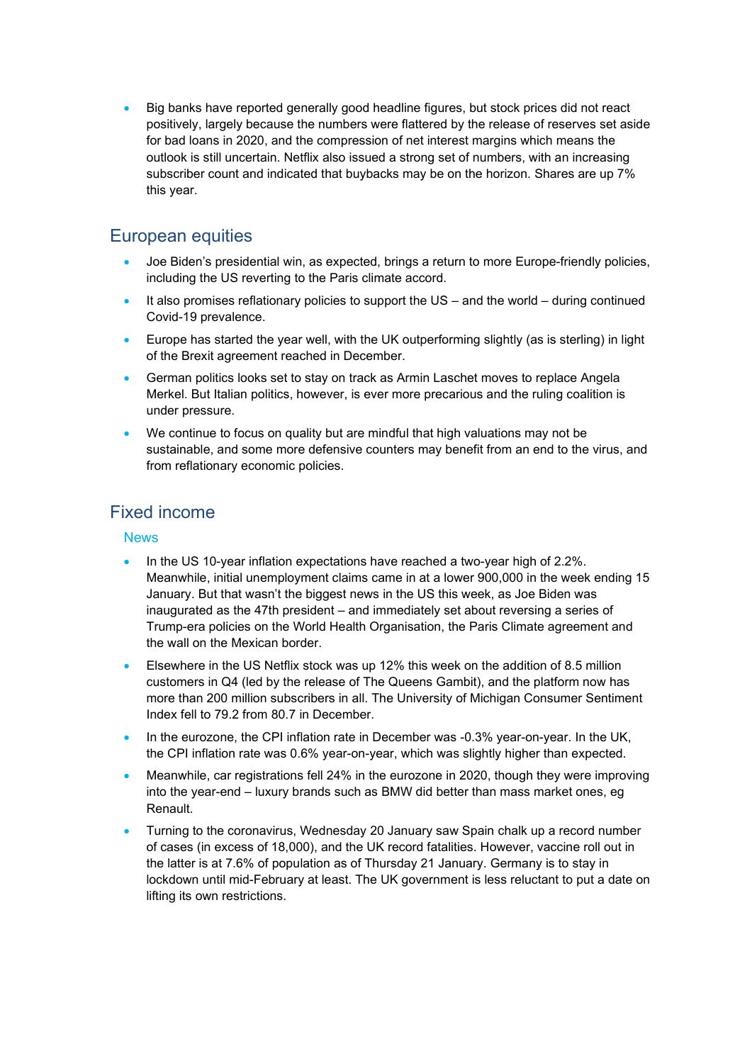- Big banks have reported generally good headline figures, but stock prices did not react positively, largely because the numbers were flattered by the release of reserves set aside for bad loans in 2020, and the compression of net interest margins which means the outlook is still uncertain. Netflix also issued a strong set of numbers, with an increasing subscriber count and indicated that buybacks may be on the horizon. Shares are up 7% this year.

## European equities

- Joe Biden's presidential win, as expected, brings a return to more Europe-friendly policies, including the US reverting to the Paris climate accord.
- It also promises reflationary policies to support the US – and the world – during continued Covid-19 prevalence.
- Europe has started the year well, with the UK outperforming slightly (as is sterling) in light of the Brexit agreement reached in December.
- German politics looks set to stay on track as Armin Laschet moves to replace Angela Merkel. But Italian politics, however, is ever more precarious and the ruling coalition is under pressure.
- We continue to focus on quality but are mindful that high valuations may not be sustainable, and some more defensive counters may benefit from an end to the virus, and from reflationary economic policies.

## Fixed income

### News

- In the US 10-year inflation expectations have reached a two-year high of 2.2%. Meanwhile, initial unemployment claims came in at a lower 900,000 in the week ending 15 January. But that wasn't the biggest news in the US this week, as Joe Biden was inaugurated as the 47th president – and immediately set about reversing a series of Trump-era policies on the World Health Organisation, the Paris Climate agreement and the wall on the Mexican border.
- Elsewhere in the US Netflix stock was up 12% this week on the addition of 8.5 million customers in Q4 (led by the release of The Queens Gambit), and the platform now has more than 200 million subscribers in all. The University of Michigan Consumer Sentiment Index fell to 79.2 from 80.7 in December.
- In the eurozone, the CPI inflation rate in December was -0.3% year-on-year. In the UK, the CPI inflation rate was 0.6% year-on-year, which was slightly higher than expected.
- Meanwhile, car registrations fell 24% in the eurozone in 2020, though they were improving into the year-end – luxury brands such as BMW did better than mass market ones, eg Renault.
- Turning to the coronavirus, Wednesday 20 January saw Spain chalk up a record number of cases (in excess of 18,000), and the UK record fatalities. However, vaccine roll out in the latter is at 7.6% of population as of Thursday 21 January. Germany is to stay in lockdown until mid-February at least. The UK government is less reluctant to put a date on lifting its own restrictions.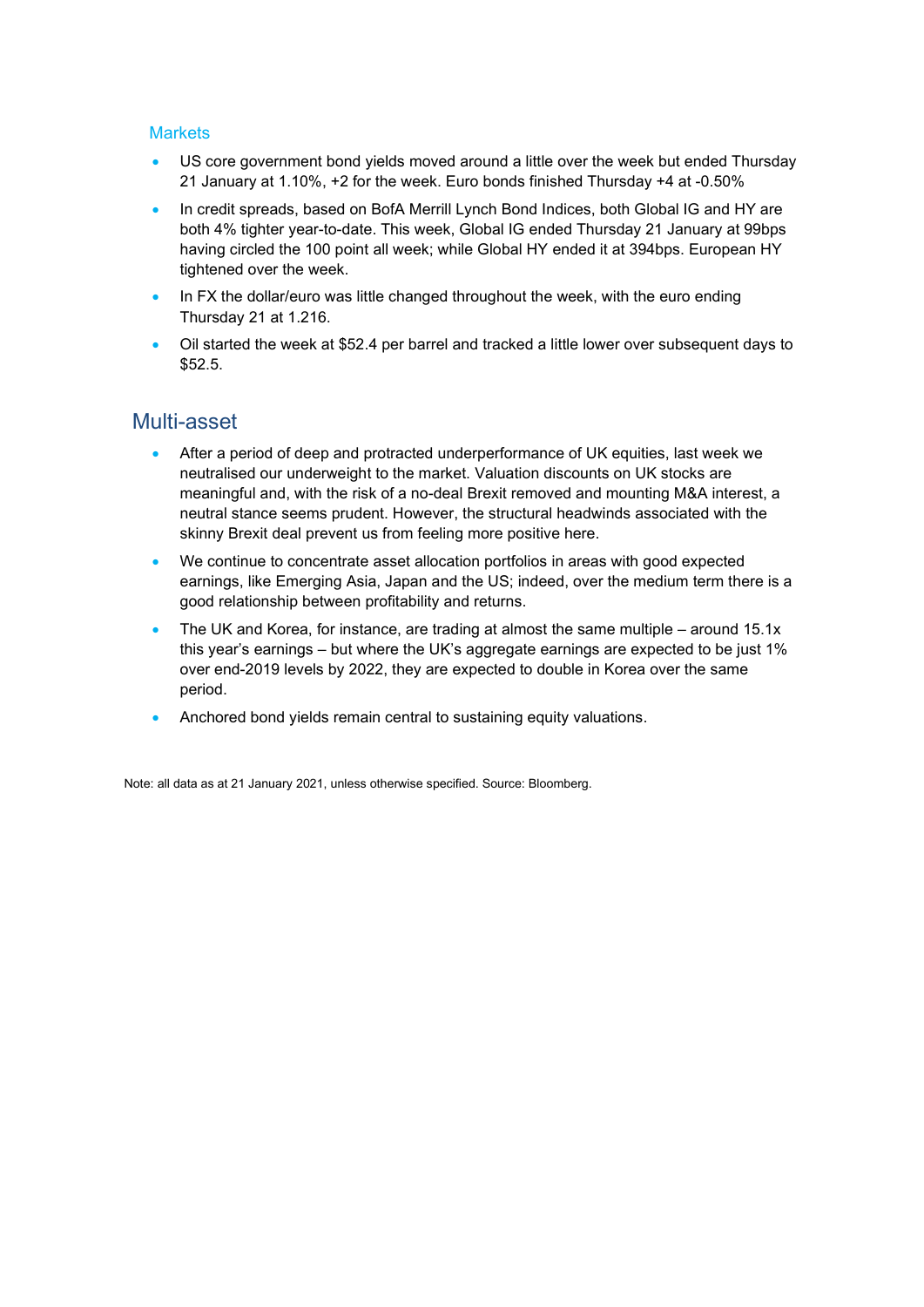### Markets

- US core government bond yields moved around a little over the week but ended Thursday 21 January at 1.10%, +2 for the week. Euro bonds finished Thursday +4 at -0.50%
- In credit spreads, based on BofA Merrill Lynch Bond Indices, both Global IG and HY are both 4% tighter year-to-date. This week, Global IG ended Thursday 21 January at 99bps having circled the 100 point all week; while Global HY ended it at 394bps. European HY tightened over the week.
- In FX the dollar/euro was little changed throughout the week, with the euro ending Thursday 21 at 1.216.
- Oil started the week at $52.4 per barrel and tracked a little lower over subsequent days to $52.5.

## Multi-asset

- After a period of deep and protracted underperformance of UK equities, last week we neutralised our underweight to the market. Valuation discounts on UK stocks are meaningful and, with the risk of a no-deal Brexit removed and mounting M&A interest, a neutral stance seems prudent. However, the structural headwinds associated with the skinny Brexit deal prevent us from feeling more positive here.
- We continue to concentrate asset allocation portfolios in areas with good expected earnings, like Emerging Asia, Japan and the US; indeed, over the medium term there is a good relationship between profitability and returns.
- The UK and Korea, for instance, are trading at almost the same multiple – around 15.1x this year's earnings – but where the UK's aggregate earnings are expected to be just 1% over end-2019 levels by 2022, they are expected to double in Korea over the same period.
- Anchored bond yields remain central to sustaining equity valuations.

Note: all data as at 21 January 2021, unless otherwise specified. Source: Bloomberg.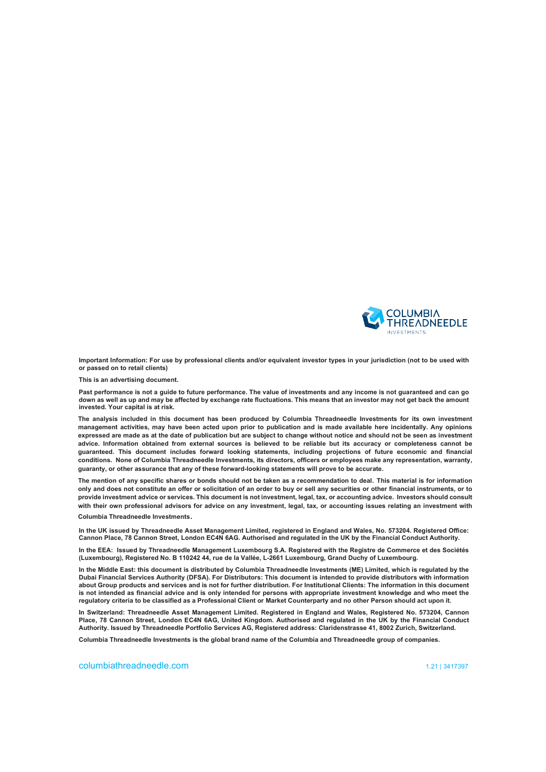**Important Information: For use by professional clients and/or equivalent investor types in your jurisdiction (not to be used with or passed on to retail clients)**

**This is an advertising document.**

**Past performance is not a guide to future performance. The value of investments and any income is not guaranteed and can go down as well as up and may be affected by exchange rate fluctuations. This means that an investor may not get back the amount invested. Your capital is at risk.**

**The analysis included in this document has been produced by Columbia Threadneedle Investments for its own investment management activities, may have been acted upon prior to publication and is made available here incidentally. Any opinions expressed are made as at the date of publication but are subject to change without notice and should not be seen as investment advice. Information obtained from external sources is believed to be reliable but its accuracy or completeness cannot be guaranteed. This document includes forward looking statements, including projections of future economic and financial conditions. None of Columbia Threadneedle Investments, its directors, officers or employees make any representation, warranty, guaranty, or other assurance that any of these forward-looking statements will prove to be accurate.**

**The mention of any specific shares or bonds should not be taken as a recommendation to deal. This material is for information only and does not constitute an offer or solicitation of an order to buy or sell any securities or other financial instruments, or to provide investment advice or services. This document is not investment, legal, tax, or accounting advice. Investors should consult with their own professional advisors for advice on any investment, legal, tax, or accounting issues relating an investment with Columbia Threadneedle Investments.**

**In the UK issued by Threadneedle Asset Management Limited, registered in England and Wales, No. 573204. Registered Office: Cannon Place, 78 Cannon Street, London EC4N 6AG. Authorised and regulated in the UK by the Financial Conduct Authority.**

**In the EEA: Issued by Threadneedle Management Luxembourg S.A. Registered with the Registre de Commerce et des Sociétés (Luxembourg), Registered No. B 110242 44, rue de la Vallée, L-2661 Luxembourg, Grand Duchy of Luxembourg.**

**In the Middle East: this document is distributed by Columbia Threadneedle Investments (ME) Limited, which is regulated by the Dubai Financial Services Authority (DFSA). For Distributors: This document is intended to provide distributors with information about Group products and services and is not for further distribution. For Institutional Clients: The information in this document is not intended as financial advice and is only intended for persons with appropriate investment knowledge and who meet the regulatory criteria to be classified as a Professional Client or Market Counterparty and no other Person should act upon it.**

**In Switzerland: Threadneedle Asset Management Limited. Registered in England and Wales, Registered No. 573204, Cannon Place, 78 Cannon Street, London EC4N 6AG, United Kingdom. Authorised and regulated in the UK by the Financial Conduct Authority. Issued by Threadneedle Portfolio Services AG, Registered address: Claridenstrasse 41, 8002 Zurich, Switzerland.**

**Columbia Threadneedle Investments is the global brand name of the Columbia and Threadneedle group of companies.**

columbiathreadneedle.com

1.21 | 3417397